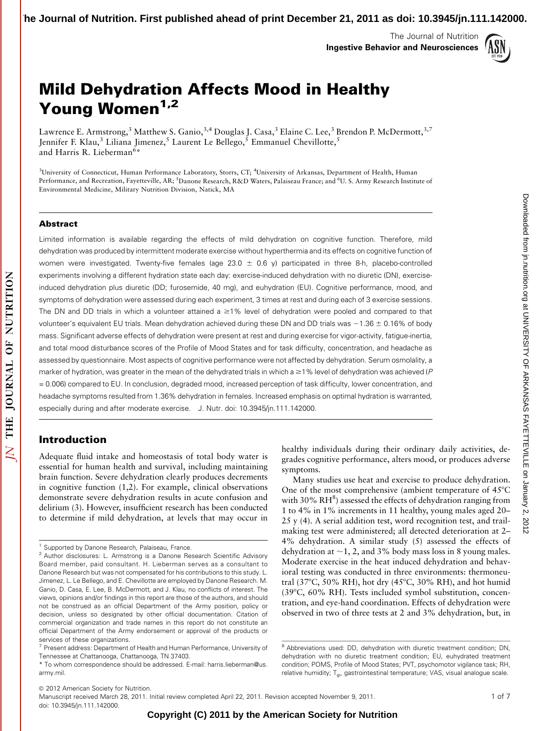# Mild Dehydration Affects Mood in Healthy Young Women[1,2]

Lawrence E. Armstrong,[3] Matthew S. Ganio,[3,4] Douglas J. Casa,[3] Elaine C. Lee,[3] Brendon P. McDermott,[3,7] Jennifer F. Klau,[3] Liliana Jimenez,[5] Laurent Le Bellego,[5] Emmanuel Chevillotte,[5] and Harris R. Lieberman[6]*

[3]University of Connecticut, Human Performance Laboratory, Storrs, CT; [4]University of Arkansas, Department of Health, Human Performance, and Recreation, Fayetteville, AR; [5]Danone Research, R&D Waters, Palaiseau France; and [6]U. S. Army Research Institute of Environmental Medicine, Military Nutrition Division, Natick, MA

## Abstract

Limited information is available regarding the effects of mild dehydration on cognitive function. Therefore, mild dehydration was produced by intermittent moderate exercise without hyperthermia and its effects on cognitive function of women were investigated. Twenty-five females (age 23.0 ± 0.6 y) participated in three 8-h, placebo-controlled experiments involving a different hydration state each day: exercise-induced dehydration with no diuretic (DN), exercise-induced dehydration plus diuretic (DD; furosemide, 40 mg), and euhydration (EU). Cognitive performance, mood, and symptoms of dehydration were assessed during each experiment, 3 times at rest and during each of 3 exercise sessions. The DN and DD trials in which a volunteer attained a ≥1% level of dehydration were pooled and compared to that volunteer's equivalent EU trials. Mean dehydration achieved during these DN and DD trials was −1.36 ± 0.16% of body mass. Significant adverse effects of dehydration were present at rest and during exercise for vigor-activity, fatigue-inertia, and total mood disturbance scores of the Profile of Mood States and for task difficulty, concentration, and headache as assessed by questionnaire. Most aspects of cognitive performance were not affected by dehydration. Serum osmolality, a marker of hydration, was greater in the mean of the dehydrated trials in which a ≥1% level of dehydration was achieved ($P$ = 0.006) compared to EU. In conclusion, degraded mood, increased perception of task difficulty, lower concentration, and headache symptoms resulted from 1.36% dehydration in females. Increased emphasis on optimal hydration is warranted, especially during and after moderate exercise. J. Nutr. doi: 10.3945/jn.111.142000.

## Introduction

Adequate fluid intake and homeostasis of total body water is essential for human health and survival, including maintaining brain function. Severe dehydration clearly produces decrements in cognitive function (1,2). For example, clinical observations demonstrate severe dehydration results in acute confusion and delirium (3). However, insufficient research has been conducted to determine if mild dehydration, at levels that may occur in healthy individuals during their ordinary daily activities, degrades cognitive performance, alters mood, or produces adverse symptoms.

Many studies use heat and exercise to produce dehydration. One of the most comprehensive (ambient temperature of 45°C with 30% RH[8]) assessed the effects of dehydration ranging from 1 to 4% in 1% increments in 11 healthy, young males aged 20–25 y (4). A serial addition test, word recognition test, and trail-making test were administered; all detected deterioration at 2–4% dehydration. A similar study (5) assessed the effects of dehydration at ~1, 2, and 3% body mass loss in 8 young males. Moderate exercise in the heat induced dehydration and behavioral testing was conducted in three environments: thermoneutral (37°C, 50% RH), hot dry (45°C, 30% RH), and hot humid (39°C, 60% RH). Tests included symbol substitution, concentration, and eye-hand coordination. Effects of dehydration were observed in two of three tests at 2 and 3% dehydration, but, in

---

[1] Supported by Danone Research, Palaiseau, France.

[2] Author disclosures: L. Armstrong is a Danone Research Scientific Advisory Board member, paid consultant. H. Lieberman serves as a consultant to Danone Research but was not compensated for his contributions to this study. L. Jimenez, L. Le Bellego, and E. Chevillotte are employed by Danone Research. M. Ganio, D. Casa, E. Lee, B. McDermott, and J. Klau, no conflicts of interest. The views, opinions and/or findings in this report are those of the authors, and should not be construed as an official Department of the Army position, policy or decision, unless so designated by other official documentation. Citation of commercial organization and trade names in this report do not constitute an official Department of the Army endorsement or approval of the products or services of these organizations.

[7] Present address: Department of Health and Human Performance, University of Tennessee at Chattanooga, Chattanooga, TN 37403.

* To whom correspondence should be addressed. E-mail: harris.lieberman@us.army.mil.

[8] Abbreviations used: DD, dehydration with diuretic treatment condition; DN, dehydration with no diuretic treatment condition; EU, euhydrated treatment condition; POMS, Profile of Mood States; PVT, psychomotor vigilance task; RH, relative humidity; $T_{gi}$, gastrointestinal temperature; VAS, visual analogue scale.

© 2012 American Society for Nutrition.
Manuscript received March 28, 2011. Initial review completed April 22, 2011. Revision accepted November 9, 2011.
doi: 10.3945/jn.111.142000.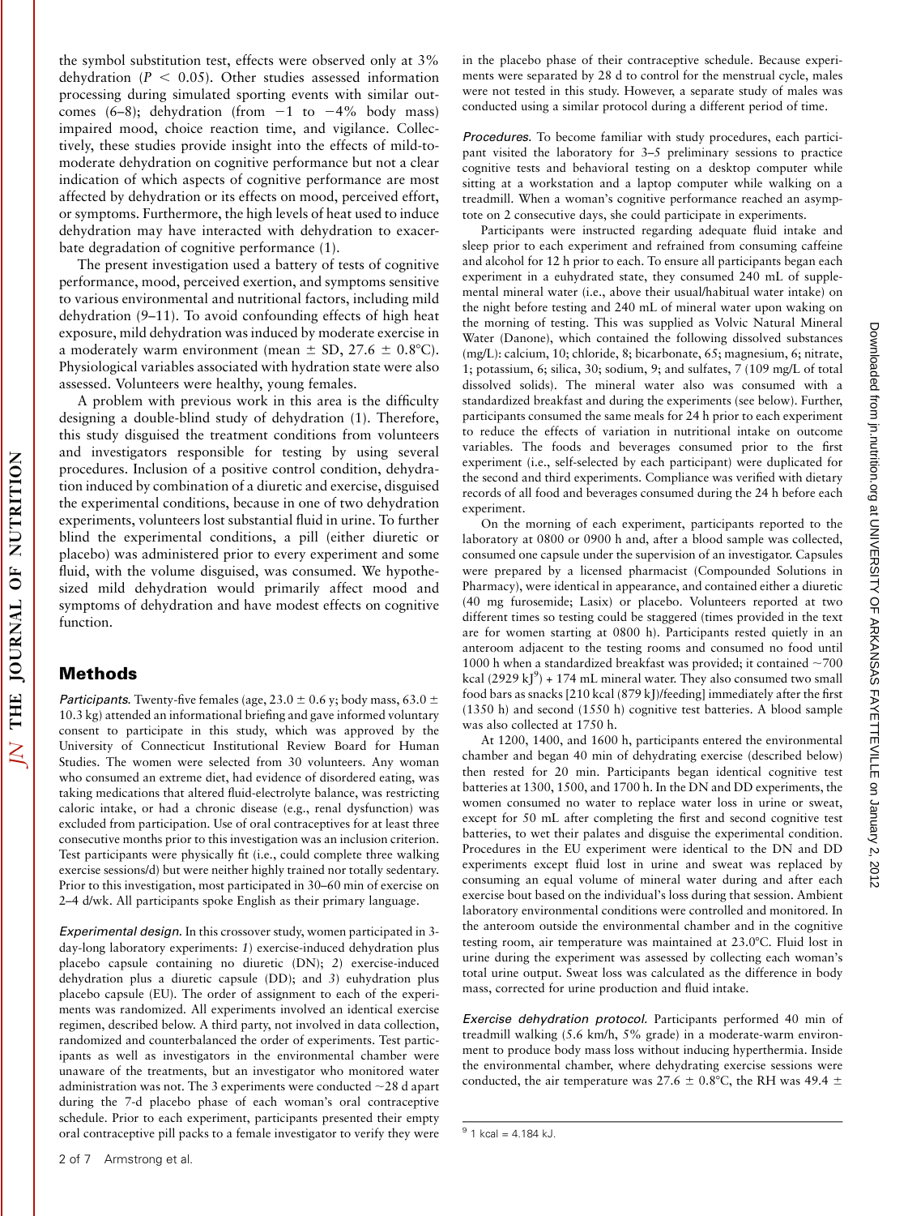the symbol substitution test, effects were observed only at 3% dehydration ($P < 0.05$). Other studies assessed information processing during simulated sporting events with similar outcomes (6–8); dehydration (from −1 to −4% body mass) impaired mood, choice reaction time, and vigilance. Collectively, these studies provide insight into the effects of mild-to-moderate dehydration on cognitive performance but not a clear indication of which aspects of cognitive performance are most affected by dehydration or its effects on mood, perceived effort, or symptoms. Furthermore, the high levels of heat used to induce dehydration may have interacted with dehydration to exacerbate degradation of cognitive performance (1).

The present investigation used a battery of tests of cognitive performance, mood, perceived exertion, and symptoms sensitive to various environmental and nutritional factors, including mild dehydration (9–11). To avoid confounding effects of high heat exposure, mild dehydration was induced by moderate exercise in a moderately warm environment (mean ± SD, 27.6 ± 0.8°C). Physiological variables associated with hydration state were also assessed. Volunteers were healthy, young females.

A problem with previous work in this area is the difficulty designing a double-blind study of dehydration (1). Therefore, this study disguised the treatment conditions from volunteers and investigators responsible for testing by using several procedures. Inclusion of a positive control condition, dehydration induced by combination of a diuretic and exercise, disguised the experimental conditions, because in one of two dehydration experiments, volunteers lost substantial fluid in urine. To further blind the experimental conditions, a pill (either diuretic or placebo) was administered prior to every experiment and some fluid, with the volume disguised, was consumed. We hypothesized mild dehydration would primarily affect mood and symptoms of dehydration and have modest effects on cognitive function.

## Methods

*Participants.* Twenty-five females (age, 23.0 ± 0.6 y; body mass, 63.0 ± 10.3 kg) attended an informational briefing and gave informed voluntary consent to participate in this study, which was approved by the University of Connecticut Institutional Review Board for Human Studies. The women were selected from 30 volunteers. Any woman who consumed an extreme diet, had evidence of disordered eating, was taking medications that altered fluid-electrolyte balance, was restricting caloric intake, or had a chronic disease (e.g., renal dysfunction) was excluded from participation. Use of oral contraceptives for at least three consecutive months prior to this investigation was an inclusion criterion. Test participants were physically fit (i.e., could complete three walking exercise sessions/d) but were neither highly trained nor totally sedentary. Prior to this investigation, most participated in 30–60 min of exercise on 2–4 d/wk. All participants spoke English as their primary language.

*Experimental design.* In this crossover study, women participated in 3-day-long laboratory experiments: *1*) exercise-induced dehydration plus placebo capsule containing no diuretic (DN); *2*) exercise-induced dehydration plus a diuretic capsule (DD); and *3*) euhydration plus placebo capsule (EU). The order of assignment to each of the experiments was randomized. All experiments involved an identical exercise regimen, described below. A third party, not involved in data collection, randomized and counterbalanced the order of experiments. Test participants as well as investigators in the environmental chamber were unaware of the treatments, but an investigator who monitored water administration was not. The 3 experiments were conducted ~28 d apart during the 7-d placebo phase of each woman's oral contraceptive schedule. Prior to each experiment, participants presented their empty oral contraceptive pill packs to a female investigator to verify they were in the placebo phase of their contraceptive schedule. Because experiments were separated by 28 d to control for the menstrual cycle, males were not tested in this study. However, a separate study of males was conducted using a similar protocol during a different period of time.

*Procedures.* To become familiar with study procedures, each participant visited the laboratory for 3–5 preliminary sessions to practice cognitive tests and behavioral testing on a desktop computer while sitting at a workstation and a laptop computer while walking on a treadmill. When a woman's cognitive performance reached an asymptote on 2 consecutive days, she could participate in experiments.

Participants were instructed regarding adequate fluid intake and sleep prior to each experiment and refrained from consuming caffeine and alcohol for 12 h prior to each. To ensure all participants began each experiment in a euhydrated state, they consumed 240 mL of supplemental mineral water (i.e., above their usual/habitual water intake) on the night before testing and 240 mL of mineral water upon waking on the morning of testing. This was supplied as Volvic Natural Mineral Water (Danone), which contained the following dissolved substances (mg/L): calcium, 10; chloride, 8; bicarbonate, 65; magnesium, 6; nitrate, 1; potassium, 6; silica, 30; sodium, 9; and sulfates, 7 (109 mg/L of total dissolved solids). The mineral water also was consumed with a standardized breakfast and during the experiments (see below). Further, participants consumed the same meals for 24 h prior to each experiment to reduce the effects of variation in nutritional intake on outcome variables. The foods and beverages consumed prior to the first experiment (i.e., self-selected by each participant) were duplicated for the second and third experiments. Compliance was verified with dietary records of all food and beverages consumed during the 24 h before each experiment.

On the morning of each experiment, participants reported to the laboratory at 0800 or 0900 h and, after a blood sample was collected, consumed one capsule under the supervision of an investigator. Capsules were prepared by a licensed pharmacist (Compounded Solutions in Pharmacy), were identical in appearance, and contained either a diuretic (40 mg furosemide; Lasix) or placebo. Volunteers reported at two different times so testing could be staggered (times provided in the text are for women starting at 0800 h). Participants rested quietly in an anteroom adjacent to the testing rooms and consumed no food until 1000 h when a standardized breakfast was provided; it contained ~700 kcal (2929 kJ[9]) + 174 mL mineral water. They also consumed two small food bars as snacks [210 kcal (879 kJ)/feeding] immediately after the first (1350 h) and second (1550 h) cognitive test batteries. A blood sample was also collected at 1750 h.

At 1200, 1400, and 1600 h, participants entered the environmental chamber and began 40 min of dehydrating exercise (described below) then rested for 20 min. Participants began identical cognitive test batteries at 1300, 1500, and 1700 h. In the DN and DD experiments, the women consumed no water to replace water loss in urine or sweat, except for 50 mL after completing the first and second cognitive test batteries, to wet their palates and disguise the experimental condition. Procedures in the EU experiment were identical to the DN and DD experiments except fluid lost in urine and sweat was replaced by consuming an equal volume of mineral water during and after each exercise bout based on the individual's loss during that session. Ambient laboratory environmental conditions were controlled and monitored. In the anteroom outside the environmental chamber and in the cognitive testing room, air temperature was maintained at 23.0°C. Fluid lost in urine during the experiment was assessed by collecting each woman's total urine output. Sweat loss was calculated as the difference in body mass, corrected for urine production and fluid intake.

*Exercise dehydration protocol.* Participants performed 40 min of treadmill walking (5.6 km/h, 5% grade) in a moderate-warm environment to produce body mass loss without inducing hyperthermia. Inside the environmental chamber, where dehydrating exercise sessions were conducted, the air temperature was 27.6 ± 0.8°C, the RH was 49.4 ±

[9] 1 kcal = 4.184 kJ.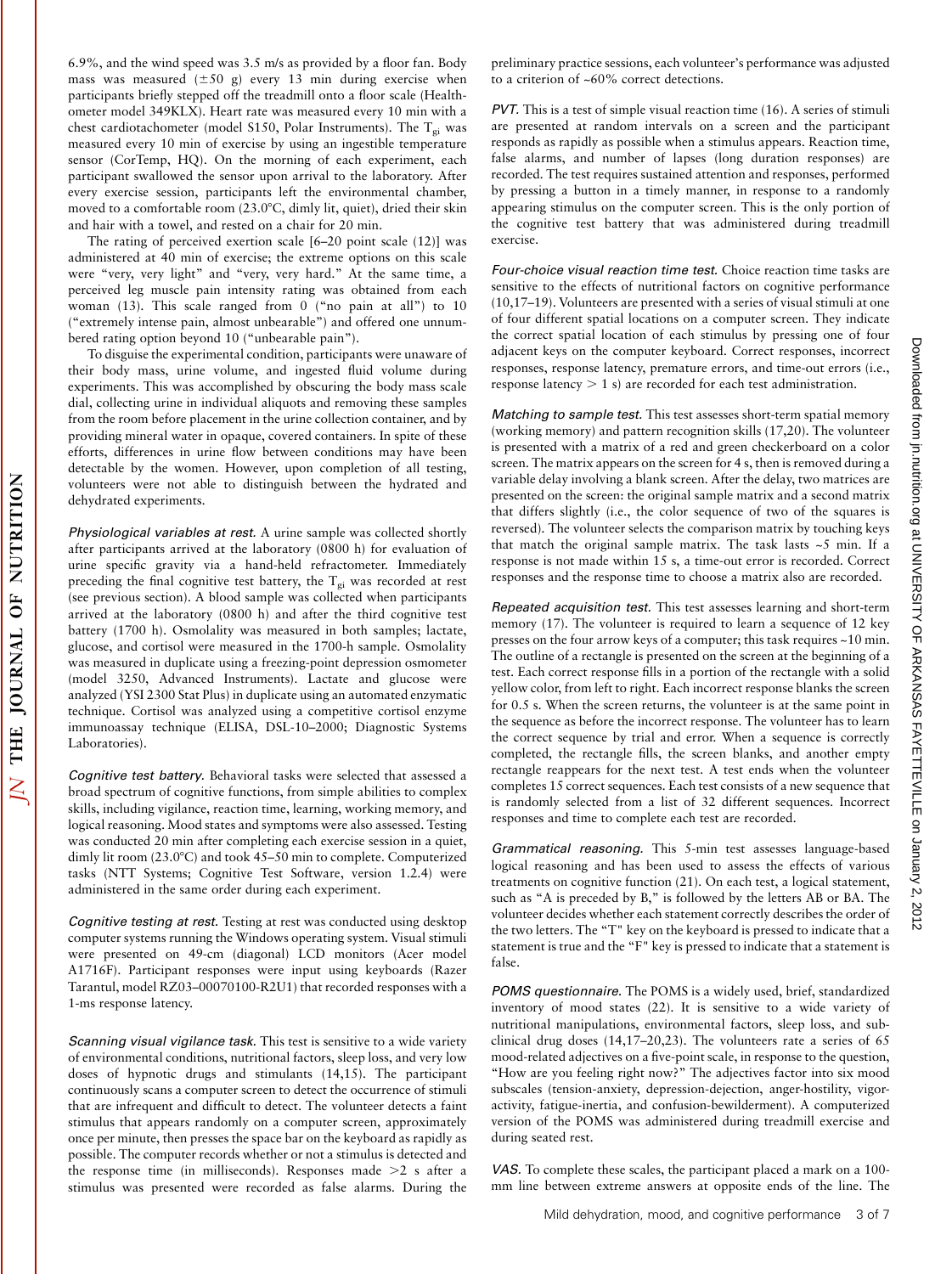6.9%, and the wind speed was 3.5 m/s as provided by a floor fan. Body mass was measured (±50 g) every 13 min during exercise when participants briefly stepped off the treadmill onto a floor scale (Health-ometer model 349KLX). Heart rate was measured every 10 min with a chest cardiotachometer (model S150, Polar Instruments). The $T_{gi}$ was measured every 10 min of exercise by using an ingestible temperature sensor (CorTemp, HQ). On the morning of each experiment, each participant swallowed the sensor upon arrival to the laboratory. After every exercise session, participants left the environmental chamber, moved to a comfortable room (23.0°C, dimly lit, quiet), dried their skin and hair with a towel, and rested on a chair for 20 min.

The rating of perceived exertion scale [6–20 point scale (12)] was administered at 40 min of exercise; the extreme options on this scale were "very, very light" and "very, very hard." At the same time, a perceived leg muscle pain intensity rating was obtained from each woman (13). This scale ranged from 0 ("no pain at all") to 10 ("extremely intense pain, almost unbearable") and offered one unnumbered rating option beyond 10 ("unbearable pain").

To disguise the experimental condition, participants were unaware of their body mass, urine volume, and ingested fluid volume during experiments. This was accomplished by obscuring the body mass scale dial, collecting urine in individual aliquots and removing these samples from the room before placement in the urine collection container, and by providing mineral water in opaque, covered containers. In spite of these efforts, differences in urine flow between conditions may have been detectable by the women. However, upon completion of all testing, volunteers were not able to distinguish between the hydrated and dehydrated experiments.

*Physiological variables at rest.* A urine sample was collected shortly after participants arrived at the laboratory (0800 h) for evaluation of urine specific gravity via a hand-held refractometer. Immediately preceding the final cognitive test battery, the $T_{gi}$ was recorded at rest (see previous section). A blood sample was collected when participants arrived at the laboratory (0800 h) and after the third cognitive test battery (1700 h). Osmolality was measured in both samples; lactate, glucose, and cortisol were measured in the 1700-h sample. Osmolality was measured in duplicate using a freezing-point depression osmometer (model 3250, Advanced Instruments). Lactate and glucose were analyzed (YSI 2300 Stat Plus) in duplicate using an automated enzymatic technique. Cortisol was analyzed using a competitive cortisol enzyme immunoassay technique (ELISA, DSL-10–2000; Diagnostic Systems Laboratories).

*Cognitive test battery.* Behavioral tasks were selected that assessed a broad spectrum of cognitive functions, from simple abilities to complex skills, including vigilance, reaction time, learning, working memory, and logical reasoning. Mood states and symptoms were also assessed. Testing was conducted 20 min after completing each exercise session in a quiet, dimly lit room (23.0°C) and took 45–50 min to complete. Computerized tasks (NTT Systems; Cognitive Test Software, version 1.2.4) were administered in the same order during each experiment.

*Cognitive testing at rest.* Testing at rest was conducted using desktop computer systems running the Windows operating system. Visual stimuli were presented on 49-cm (diagonal) LCD monitors (Acer model A1716F). Participant responses were input using keyboards (Razer Tarantul, model RZ03–00070100-R2U1) that recorded responses with a 1-ms response latency.

*Scanning visual vigilance task.* This test is sensitive to a wide variety of environmental conditions, nutritional factors, sleep loss, and very low doses of hypnotic drugs and stimulants (14,15). The participant continuously scans a computer screen to detect the occurrence of stimuli that are infrequent and difficult to detect. The volunteer detects a faint stimulus that appears randomly on a computer screen, approximately once per minute, then presses the space bar on the keyboard as rapidly as possible. The computer records whether or not a stimulus is detected and the response time (in milliseconds). Responses made >2 s after a stimulus was presented were recorded as false alarms. During the preliminary practice sessions, each volunteer's performance was adjusted to a criterion of ~60% correct detections.

*PVT.* This is a test of simple visual reaction time (16). A series of stimuli are presented at random intervals on a screen and the participant responds as rapidly as possible when a stimulus appears. Reaction time, false alarms, and number of lapses (long duration responses) are recorded. The test requires sustained attention and responses, performed by pressing a button in a timely manner, in response to a randomly appearing stimulus on the computer screen. This is the only portion of the cognitive test battery that was administered during treadmill exercise.

*Four-choice visual reaction time test.* Choice reaction time tasks are sensitive to the effects of nutritional factors on cognitive performance (10,17–19). Volunteers are presented with a series of visual stimuli at one of four different spatial locations on a computer screen. They indicate the correct spatial location of each stimulus by pressing one of four adjacent keys on the computer keyboard. Correct responses, incorrect responses, response latency, premature errors, and time-out errors (i.e., response latency > 1 s) are recorded for each test administration.

*Matching to sample test.* This test assesses short-term spatial memory (working memory) and pattern recognition skills (17,20). The volunteer is presented with a matrix of a red and green checkerboard on a color screen. The matrix appears on the screen for 4 s, then is removed during a variable delay involving a blank screen. After the delay, two matrices are presented on the screen: the original sample matrix and a second matrix that differs slightly (i.e., the color sequence of two of the squares is reversed). The volunteer selects the comparison matrix by touching keys that match the original sample matrix. The task lasts ~5 min. If a response is not made within 15 s, a time-out error is recorded. Correct responses and the response time to choose a matrix also are recorded.

*Repeated acquisition test.* This test assesses learning and short-term memory (17). The volunteer is required to learn a sequence of 12 key presses on the four arrow keys of a computer; this task requires ~10 min. The outline of a rectangle is presented on the screen at the beginning of a test. Each correct response fills in a portion of the rectangle with a solid yellow color, from left to right. Each incorrect response blanks the screen for 0.5 s. When the screen returns, the volunteer is at the same point in the sequence as before the incorrect response. The volunteer has to learn the correct sequence by trial and error. When a sequence is correctly completed, the rectangle fills, the screen blanks, and another empty rectangle reappears for the next test. A test ends when the volunteer completes 15 correct sequences. Each test consists of a new sequence that is randomly selected from a list of 32 different sequences. Incorrect responses and time to complete each test are recorded.

*Grammatical reasoning.* This 5-min test assesses language-based logical reasoning and has been used to assess the effects of various treatments on cognitive function (21). On each test, a logical statement, such as "A is preceded by B," is followed by the letters AB or BA. The volunteer decides whether each statement correctly describes the order of the two letters. The "T" key on the keyboard is pressed to indicate that a statement is true and the "F" key is pressed to indicate that a statement is false.

*POMS questionnaire.* The POMS is a widely used, brief, standardized inventory of mood states (22). It is sensitive to a wide variety of nutritional manipulations, environmental factors, sleep loss, and subclinical drug doses (14,17–20,23). The volunteers rate a series of 65 mood-related adjectives on a five-point scale, in response to the question, "How are you feeling right now?" The adjectives factor into six mood subscales (tension-anxiety, depression-dejection, anger-hostility, vigor-activity, fatigue-inertia, and confusion-bewilderment). A computerized version of the POMS was administered during treadmill exercise and during seated rest.

*VAS.* To complete these scales, the participant placed a mark on a 100-mm line between extreme answers at opposite ends of the line. The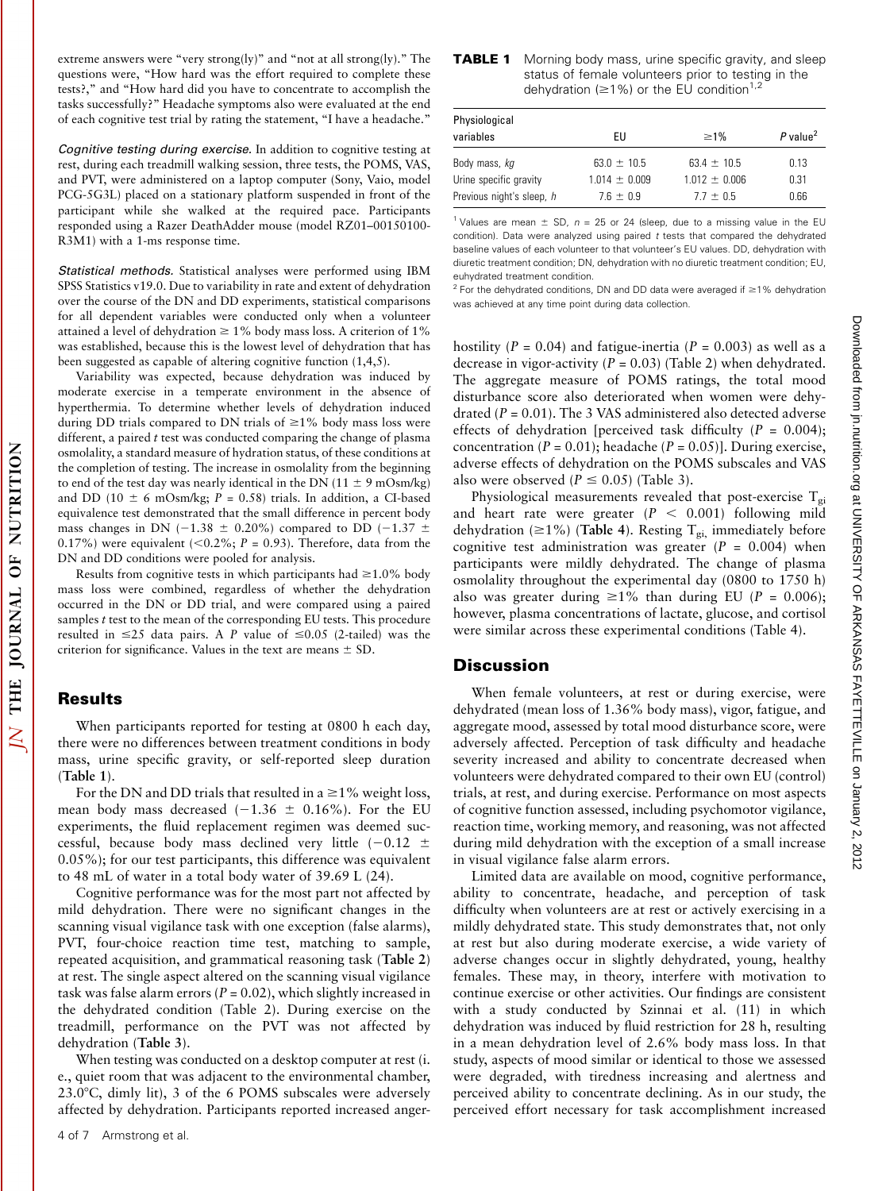extreme answers were "very strong(ly)" and "not at all strong(ly)." The questions were, "How hard was the effort required to complete these tests?," and "How hard did you have to concentrate to accomplish the tasks successfully?" Headache symptoms also were evaluated at the end of each cognitive test trial by rating the statement, "I have a headache."

*Cognitive testing during exercise.* In addition to cognitive testing at rest, during each treadmill walking session, three tests, the POMS, VAS, and PVT, were administered on a laptop computer (Sony, Vaio, model PCG-5G3L) placed on a stationary platform suspended in front of the participant while she walked at the required pace. Participants responded using a Razer DeathAdder mouse (model RZ01–00150100-R3M1) with a 1-ms response time.

*Statistical methods.* Statistical analyses were performed using IBM SPSS Statistics v19.0. Due to variability in rate and extent of dehydration over the course of the DN and DD experiments, statistical comparisons for all dependent variables were conducted only when a volunteer attained a level of dehydration ≥ 1% body mass loss. A criterion of 1% was established, because this is the lowest level of dehydration that has been suggested as capable of altering cognitive function (1,4,5).

Variability was expected, because dehydration was induced by moderate exercise in a temperate environment in the absence of hyperthermia. To determine whether levels of dehydration induced during DD trials compared to DN trials of ≥1% body mass loss were different, a paired *t* test was conducted comparing the change of plasma osmolality, a standard measure of hydration status, of these conditions at the completion of testing. The increase in osmolality from the beginning to end of the test day was nearly identical in the DN (11 ± 9 mOsm/kg) and DD (10 ± 6 mOsm/kg; $P = 0.58$) trials. In addition, a CI-based equivalence test demonstrated that the small difference in percent body mass changes in DN (−1.38 ± 0.20%) compared to DD (−1.37 ± 0.17%) were equivalent (<0.2%; $P = 0.93$). Therefore, data from the DN and DD conditions were pooled for analysis.

Results from cognitive tests in which participants had ≥1.0% body mass loss were combined, regardless of whether the dehydration occurred in the DN or DD trial, and were compared using a paired samples *t* test to the mean of the corresponding EU tests. This procedure resulted in ≤25 data pairs. A *P* value of ≤0.05 (2-tailed) was the criterion for significance. Values in the text are means ± SD.

## Results

When participants reported for testing at 0800 h each day, there were no differences between treatment conditions in body mass, urine specific gravity, or self-reported sleep duration (**Table 1**).

For the DN and DD trials that resulted in a ≥1% weight loss, mean body mass decreased (−1.36 ± 0.16%). For the EU experiments, the fluid replacement regimen was deemed successful, because body mass declined very little (−0.12 ± 0.05%); for our test participants, this difference was equivalent to 48 mL of water in a total body water of 39.69 L (24).

Cognitive performance was for the most part not affected by mild dehydration. There were no significant changes in the scanning visual vigilance task with one exception (false alarms), PVT, four-choice reaction time test, matching to sample, repeated acquisition, and grammatical reasoning task (**Table 2**) at rest. The single aspect altered on the scanning visual vigilance task was false alarm errors ($P = 0.02$), which slightly increased in the dehydrated condition (Table 2). During exercise on the treadmill, performance on the PVT was not affected by dehydration (**Table 3**).

When testing was conducted on a desktop computer at rest (i.e., quiet room that was adjacent to the environmental chamber, 23.0°C, dimly lit), 3 of the 6 POMS subscales were adversely affected by dehydration. Participants reported increased anger-hostility ($P = 0.04$) and fatigue-inertia ($P = 0.003$) as well as a decrease in vigor-activity ($P = 0.03$) (Table 2) when dehydrated. The aggregate measure of POMS ratings, the total mood disturbance score also deteriorated when women were dehydrated ($P = 0.01$). The 3 VAS administered also detected adverse effects of dehydration [perceived task difficulty ($P = 0.004$); concentration ($P = 0.01$); headache ($P = 0.05$)]. During exercise, adverse effects of dehydration on the POMS subscales and VAS also were observed ($P \leq 0.05$) (Table 3).

Physiological measurements revealed that post-exercise $T_{gi}$ and heart rate were greater ($P < 0.001$) following mild dehydration (≥1%) (**Table 4**). Resting $T_{gi}$, immediately before cognitive test administration was greater ($P = 0.004$) when participants were mildly dehydrated. The change of plasma osmolality throughout the experimental day (0800 to 1750 h) also was greater during ≥1% than during EU ($P = 0.006$); however, plasma concentrations of lactate, glucose, and cortisol were similar across these experimental conditions (Table 4).

**TABLE 1** Morning body mass, urine specific gravity, and sleep status of female volunteers prior to testing in the dehydration (≥1%) or the EU condition[1,2]

| Physiological variables | EU | ≥1% | *P* value[2] |
|---|---|---|---|
| Body mass, *kg* | 63.0 ± 10.5 | 63.4 ± 10.5 | 0.13 |
| Urine specific gravity | 1.014 ± 0.009 | 1.012 ± 0.006 | 0.31 |
| Previous night's sleep, *h* | 7.6 ± 0.9 | 7.7 ± 0.5 | 0.66 |

[1] Values are mean ± SD, *n* = 25 or 24 (sleep, due to a missing value in the EU condition). Data were analyzed using paired *t* tests that compared the dehydrated baseline values of each volunteer to that volunteer's EU values. DD, dehydration with diuretic treatment condition; DN, dehydration with no diuretic treatment condition; EU, euhydrated treatment condition.

[2] For the dehydrated conditions, DN and DD data were averaged if ≥1% dehydration was achieved at any time point during data collection.

## Discussion

When female volunteers, at rest or during exercise, were dehydrated (mean loss of 1.36% body mass), vigor, fatigue, and aggregate mood, assessed by total mood disturbance score, were adversely affected. Perception of task difficulty and headache severity increased and ability to concentrate decreased when volunteers were dehydrated compared to their own EU (control) trials, at rest, and during exercise. Performance on most aspects of cognitive function assessed, including psychomotor vigilance, reaction time, working memory, and reasoning, was not affected during mild dehydration with the exception of a small increase in visual vigilance false alarm errors.

Limited data are available on mood, cognitive performance, ability to concentrate, headache, and perception of task difficulty when volunteers are at rest or actively exercising in a mildly dehydrated state. This study demonstrates that, not only at rest but also during moderate exercise, a wide variety of adverse changes occur in slightly dehydrated, young, healthy females. These may, in theory, interfere with motivation to continue exercise or other activities. Our findings are consistent with a study conducted by Szinnai et al. (11) in which dehydration was induced by fluid restriction for 28 h, resulting in a mean dehydration level of 2.6% body mass loss. In that study, aspects of mood similar or identical to those we assessed were degraded, with tiredness increasing and alertness and perceived ability to concentrate declining. As in our study, the perceived effort necessary for task accomplishment increased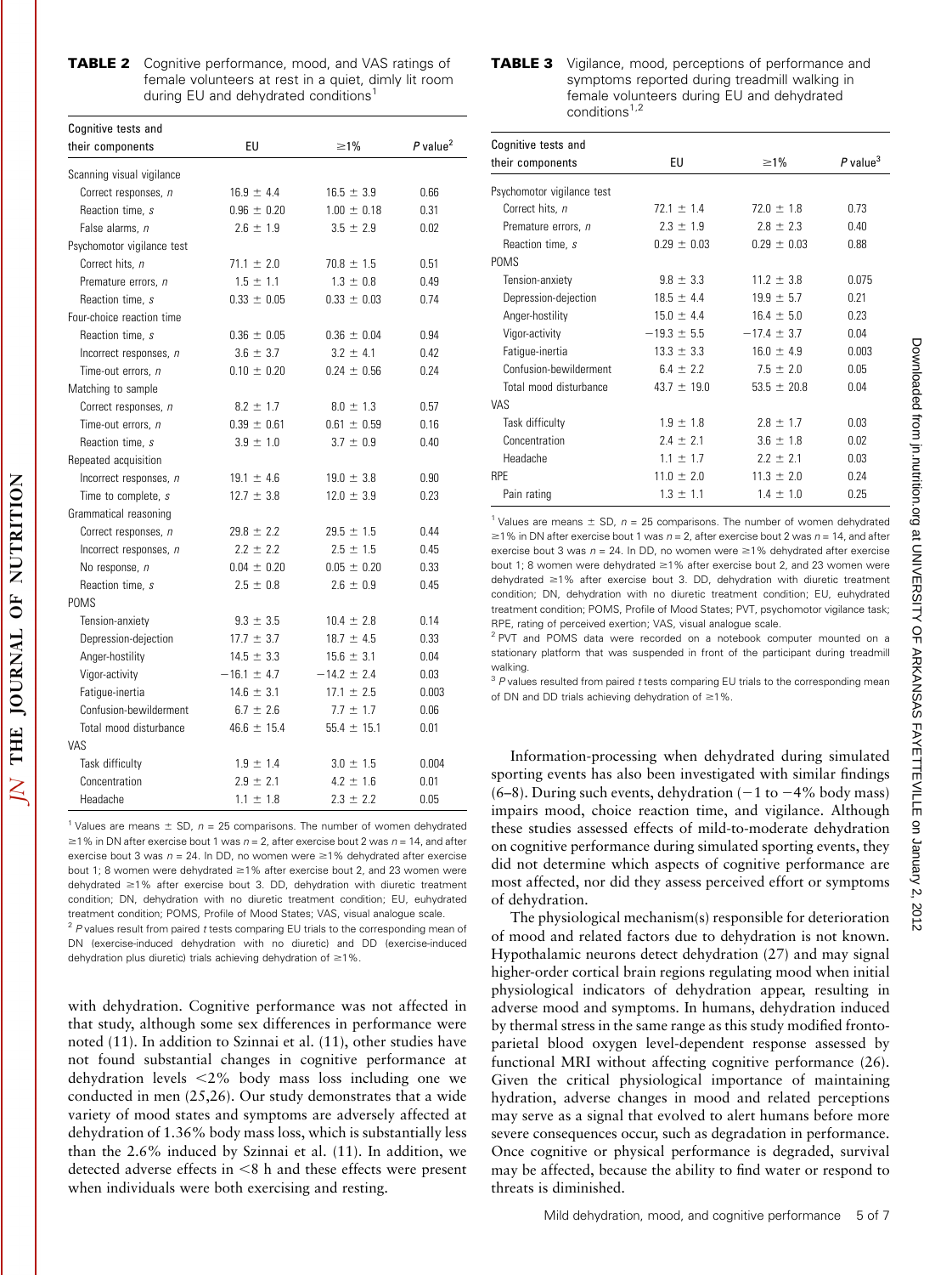**TABLE 2** Cognitive performance, mood, and VAS ratings of female volunteers at rest in a quiet, dimly lit room during EU and dehydrated conditions[1]

| Cognitive tests and their components | EU | ≥1% | P value[2] |
|---|---|---|---|
| Scanning visual vigilance | | | |
| Correct responses, n | 16.9 ± 4.4 | 16.5 ± 3.9 | 0.66 |
| Reaction time, s | 0.96 ± 0.20 | 1.00 ± 0.18 | 0.31 |
| False alarms, n | 2.6 ± 1.9 | 3.5 ± 2.9 | 0.02 |
| Psychomotor vigilance test | | | |
| Correct hits, n | 71.1 ± 2.0 | 70.8 ± 1.5 | 0.51 |
| Premature errors, n | 1.5 ± 1.1 | 1.3 ± 0.8 | 0.49 |
| Reaction time, s | 0.33 ± 0.05 | 0.33 ± 0.03 | 0.74 |
| Four-choice reaction time | | | |
| Reaction time, s | 0.36 ± 0.05 | 0.36 ± 0.04 | 0.94 |
| Incorrect responses, n | 3.6 ± 3.7 | 3.2 ± 4.1 | 0.42 |
| Time-out errors, n | 0.10 ± 0.20 | 0.24 ± 0.56 | 0.24 |
| Matching to sample | | | |
| Correct responses, n | 8.2 ± 1.7 | 8.0 ± 1.3 | 0.57 |
| Time-out errors, n | 0.39 ± 0.61 | 0.61 ± 0.59 | 0.16 |
| Reaction time, s | 3.9 ± 1.0 | 3.7 ± 0.9 | 0.40 |
| Repeated acquisition | | | |
| Incorrect responses, n | 19.1 ± 4.6 | 19.0 ± 3.8 | 0.90 |
| Time to complete, s | 12.7 ± 3.8 | 12.0 ± 3.9 | 0.23 |
| Grammatical reasoning | | | |
| Correct responses, n | 29.8 ± 2.2 | 29.5 ± 1.5 | 0.44 |
| Incorrect responses, n | 2.2 ± 2.2 | 2.5 ± 1.5 | 0.45 |
| No response, n | 0.04 ± 0.20 | 0.05 ± 0.20 | 0.33 |
| Reaction time, s | 2.5 ± 0.8 | 2.6 ± 0.9 | 0.45 |
| POMS | | | |
| Tension-anxiety | 9.3 ± 3.5 | 10.4 ± 2.8 | 0.14 |
| Depression-dejection | 17.7 ± 3.7 | 18.7 ± 4.5 | 0.33 |
| Anger-hostility | 14.5 ± 3.3 | 15.6 ± 3.1 | 0.04 |
| Vigor-activity | −16.1 ± 4.7 | −14.2 ± 2.4 | 0.03 |
| Fatigue-inertia | 14.6 ± 3.1 | 17.1 ± 2.5 | 0.003 |
| Confusion-bewilderment | 6.7 ± 2.6 | 7.7 ± 1.7 | 0.06 |
| Total mood disturbance | 46.6 ± 15.4 | 55.4 ± 15.1 | 0.01 |
| VAS | | | |
| Task difficulty | 1.9 ± 1.4 | 3.0 ± 1.5 | 0.004 |
| Concentration | 2.9 ± 2.1 | 4.2 ± 1.6 | 0.01 |
| Headache | 1.1 ± 1.8 | 2.3 ± 2.2 | 0.05 |

[1] Values are means ± SD, n = 25 comparisons. The number of women dehydrated ≥1% in DN after exercise bout 1 was n = 2, after exercise bout 2 was n = 14, and after exercise bout 3 was n = 24. In DD, no women were ≥1% dehydrated after exercise bout 1; 8 women were dehydrated ≥1% after exercise bout 2, and 23 women were dehydrated ≥1% after exercise bout 3. DD, dehydration with diuretic treatment condition; DN, dehydration with no diuretic treatment condition; EU, euhydrated treatment condition; POMS, Profile of Mood States; VAS, visual analogue scale.
[2] P values result from paired t tests comparing EU trials to the corresponding mean of DN (exercise-induced dehydration with no diuretic) and DD (exercise-induced dehydration plus diuretic) trials achieving dehydration of ≥1%.

with dehydration. Cognitive performance was not affected in that study, although some sex differences in performance were noted (11). In addition to Szinnai et al. (11), other studies have not found substantial changes in cognitive performance at dehydration levels <2% body mass loss including one we conducted in men (25,26). Our study demonstrates that a wide variety of mood states and symptoms are adversely affected at dehydration of 1.36% body mass loss, which is substantially less than the 2.6% induced by Szinnai et al. (11). In addition, we detected adverse effects in <8 h and these effects were present when individuals were both exercising and resting.

**TABLE 3** Vigilance, mood, perceptions of performance and symptoms reported during treadmill walking in female volunteers during EU and dehydrated conditions[1,2]

| Cognitive tests and their components | EU | ≥1% | P value[3] |
|---|---|---|---|
| Psychomotor vigilance test | | | |
| Correct hits, n | 72.1 ± 1.4 | 72.0 ± 1.8 | 0.73 |
| Premature errors, n | 2.3 ± 1.9 | 2.8 ± 2.3 | 0.40 |
| Reaction time, s | 0.29 ± 0.03 | 0.29 ± 0.03 | 0.88 |
| POMS | | | |
| Tension-anxiety | 9.8 ± 3.3 | 11.2 ± 3.8 | 0.075 |
| Depression-dejection | 18.5 ± 4.4 | 19.9 ± 5.7 | 0.21 |
| Anger-hostility | 15.0 ± 4.4 | 16.4 ± 5.0 | 0.23 |
| Vigor-activity | −19.3 ± 5.5 | −17.4 ± 3.7 | 0.04 |
| Fatigue-inertia | 13.3 ± 3.3 | 16.0 ± 4.9 | 0.003 |
| Confusion-bewilderment | 6.4 ± 2.2 | 7.5 ± 2.0 | 0.05 |
| Total mood disturbance | 43.7 ± 19.0 | 53.5 ± 20.8 | 0.04 |
| VAS | | | |
| Task difficulty | 1.9 ± 1.8 | 2.8 ± 1.7 | 0.03 |
| Concentration | 2.4 ± 2.1 | 3.6 ± 1.8 | 0.02 |
| Headache | 1.1 ± 1.7 | 2.2 ± 2.1 | 0.03 |
| RPE | 11.0 ± 2.0 | 11.3 ± 2.0 | 0.24 |
| Pain rating | 1.3 ± 1.1 | 1.4 ± 1.0 | 0.25 |

[1] Values are means ± SD, n = 25 comparisons. The number of women dehydrated ≥1% in DN after exercise bout 1 was n = 2, after exercise bout 2 was n = 14, and after exercise bout 3 was n = 24. In DD, no women were ≥1% dehydrated after exercise bout 1; 8 women were dehydrated ≥1% after exercise bout 2, and 23 women were dehydrated ≥1% after exercise bout 3. DD, dehydration with diuretic treatment condition; DN, dehydration with no diuretic treatment condition; EU, euhydrated treatment condition; POMS, Profile of Mood States; PVT, psychomotor vigilance task; RPE, rating of perceived exertion; VAS, visual analogue scale.
[2] PVT and POMS data were recorded on a notebook computer mounted on a stationary platform that was suspended in front of the participant during treadmill walking.
[3] P values resulted from paired t tests comparing EU trials to the corresponding mean of DN and DD trials achieving dehydration of ≥1%.

Information-processing when dehydrated during simulated sporting events has also been investigated with similar findings (6–8). During such events, dehydration (−1 to −4% body mass) impairs mood, choice reaction time, and vigilance. Although these studies assessed effects of mild-to-moderate dehydration on cognitive performance during simulated sporting events, they did not determine which aspects of cognitive performance are most affected, nor did they assess perceived effort or symptoms of dehydration.

The physiological mechanism(s) responsible for deterioration of mood and related factors due to dehydration is not known. Hypothalamic neurons detect dehydration (27) and may signal higher-order cortical brain regions regulating mood when initial physiological indicators of dehydration appear, resulting in adverse mood and symptoms. In humans, dehydration induced by thermal stress in the same range as this study modified fronto-parietal blood oxygen level-dependent response assessed by functional MRI without affecting cognitive performance (26). Given the critical physiological importance of maintaining hydration, adverse changes in mood and related perceptions may serve as a signal that evolved to alert humans before more severe consequences occur, such as degradation in performance. Once cognitive or physical performance is degraded, survival may be affected, because the ability to find water or respond to threats is diminished.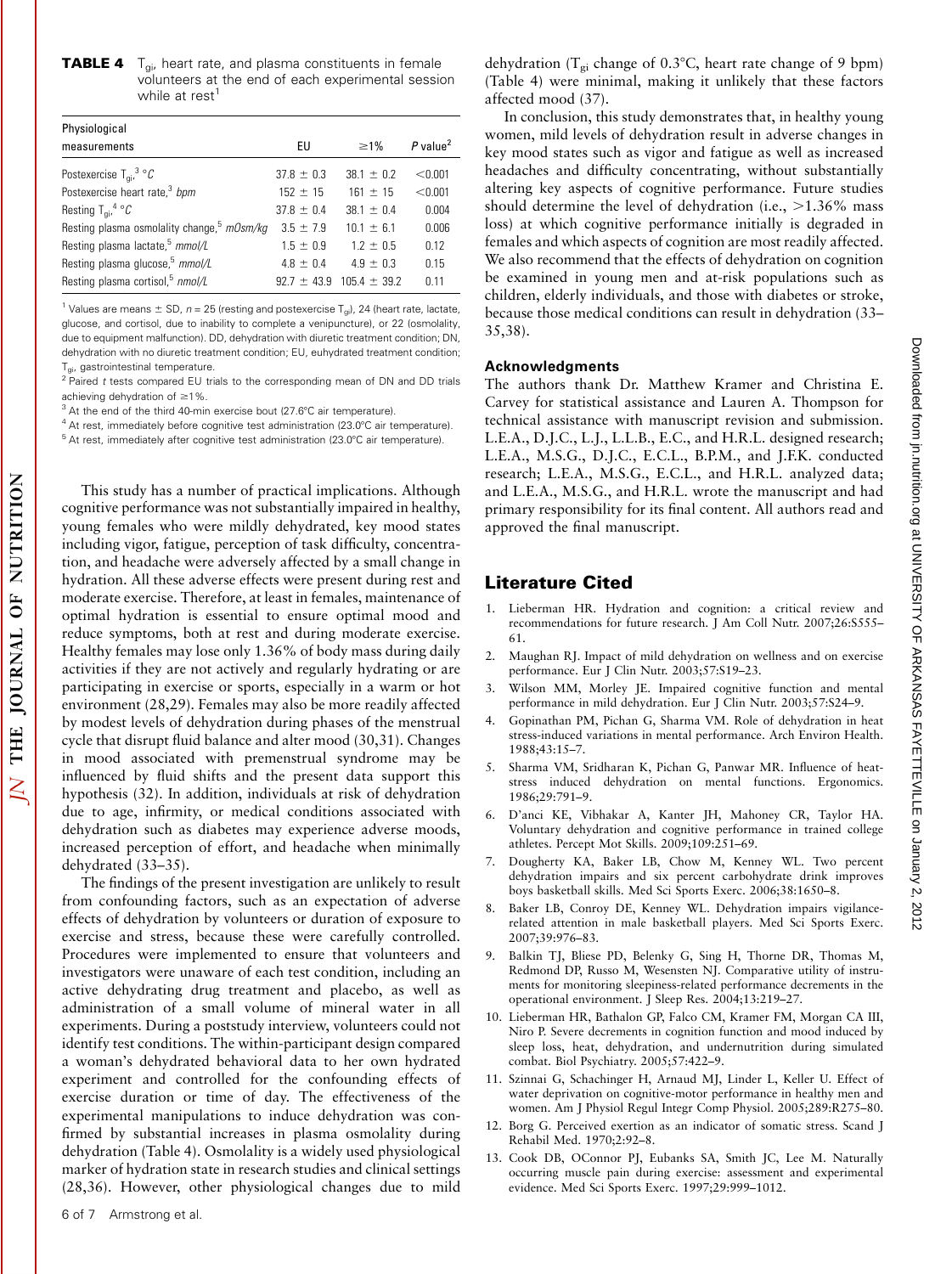**TABLE 4** $T_{gi}$, heart rate, and plasma constituents in female volunteers at the end of each experimental session while at rest[1]

| Physiological measurements | EU | ≥1% | *P* value[2] |
|---|---|---|---|
| Postexercise $T_{gi}$,[3] *°C* | 37.8 ± 0.3 | 38.1 ± 0.2 | <0.001 |
| Postexercise heart rate,[3] *bpm* | 152 ± 15 | 161 ± 15 | <0.001 |
| Resting $T_{gi}$,[4] *°C* | 37.8 ± 0.4 | 38.1 ± 0.4 | 0.004 |
| Resting plasma osmolality change,[5] *mOsm/kg* | 3.5 ± 7.9 | 10.1 ± 6.1 | 0.006 |
| Resting plasma lactate,[5] *mmol/L* | 1.5 ± 0.9 | 1.2 ± 0.5 | 0.12 |
| Resting plasma glucose,[5] *mmol/L* | 4.8 ± 0.4 | 4.9 ± 0.3 | 0.15 |
| Resting plasma cortisol,[5] *nmol/L* | 92.7 ± 43.9 | 105.4 ± 39.2 | 0.11 |

[1] Values are means ± SD, *n* = 25 (resting and postexercise $T_{gi}$), 24 (heart rate, lactate, glucose, and cortisol, due to inability to complete a venipuncture), or 22 (osmolality, due to equipment malfunction). DD, dehydration with diuretic treatment condition; DN, dehydration with no diuretic treatment condition; EU, euhydrated treatment condition; $T_{gi}$, gastrointestinal temperature.

[2] Paired *t* tests compared EU trials to the corresponding mean of DN and DD trials achieving dehydration of ≥1%.

[3] At the end of the third 40-min exercise bout (27.6°C air temperature).

[4] At rest, immediately before cognitive test administration (23.0°C air temperature).

[5] At rest, immediately after cognitive test administration (23.0°C air temperature).

This study has a number of practical implications. Although cognitive performance was not substantially impaired in healthy, young females who were mildly dehydrated, key mood states including vigor, fatigue, perception of task difficulty, concentration, and headache were adversely affected by a small change in hydration. All these adverse effects were present during rest and moderate exercise. Therefore, at least in females, maintenance of optimal hydration is essential to ensure optimal mood and reduce symptoms, both at rest and during moderate exercise. Healthy females may lose only 1.36% of body mass during daily activities if they are not actively and regularly hydrating or are participating in exercise or sports, especially in a warm or hot environment (28,29). Females may also be more readily affected by modest levels of dehydration during phases of the menstrual cycle that disrupt fluid balance and alter mood (30,31). Changes in mood associated with premenstrual syndrome may be influenced by fluid shifts and the present data support this hypothesis (32). In addition, individuals at risk of dehydration due to age, infirmity, or medical conditions associated with dehydration such as diabetes may experience adverse moods, increased perception of effort, and headache when minimally dehydrated (33–35).

The findings of the present investigation are unlikely to result from confounding factors, such as an expectation of adverse effects of dehydration by volunteers or duration of exposure to exercise and stress, because these were carefully controlled. Procedures were implemented to ensure that volunteers and investigators were unaware of each test condition, including an active dehydrating drug treatment and placebo, as well as administration of a small volume of mineral water in all experiments. During a poststudy interview, volunteers could not identify test conditions. The within-participant design compared a woman's dehydrated behavioral data to her own hydrated experiment and controlled for the confounding effects of exercise duration or time of day. The effectiveness of the experimental manipulations to induce dehydration was confirmed by substantial increases in plasma osmolality during dehydration (Table 4). Osmolality is a widely used physiological marker of hydration state in research studies and clinical settings (28,36). However, other physiological changes due to mild dehydration ($T_{gi}$ change of 0.3°C, heart rate change of 9 bpm) (Table 4) were minimal, making it unlikely that these factors affected mood (37).

In conclusion, this study demonstrates that, in healthy young women, mild levels of dehydration result in adverse changes in key mood states such as vigor and fatigue as well as increased headaches and difficulty concentrating, without substantially altering key aspects of cognitive performance. Future studies should determine the level of dehydration (i.e., >1.36% mass loss) at which cognitive performance initially is degraded in females and which aspects of cognition are most readily affected. We also recommend that the effects of dehydration on cognition be examined in young men and at-risk populations such as children, elderly individuals, and those with diabetes or stroke, because those medical conditions can result in dehydration (33–35,38).

### Acknowledgments

The authors thank Dr. Matthew Kramer and Christina E. Carvey for statistical assistance and Lauren A. Thompson for technical assistance with manuscript revision and submission. L.E.A., D.J.C., L.J., L.L.B., E.C., and H.R.L. designed research; L.E.A., M.S.G., D.J.C., E.C.L., B.P.M., and J.F.K. conducted research; L.E.A., M.S.G., E.C.L., and H.R.L. analyzed data; and L.E.A., M.S.G., and H.R.L. wrote the manuscript and had primary responsibility for its final content. All authors read and approved the final manuscript.

## Literature Cited

1. Lieberman HR. Hydration and cognition: a critical review and recommendations for future research. J Am Coll Nutr. 2007;26:S555–61.
2. Maughan RJ. Impact of mild dehydration on wellness and on exercise performance. Eur J Clin Nutr. 2003;57:S19–23.
3. Wilson MM, Morley JE. Impaired cognitive function and mental performance in mild dehydration. Eur J Clin Nutr. 2003;57:S24–9.
4. Gopinathan PM, Pichan G, Sharma VM. Role of dehydration in heat stress-induced variations in mental performance. Arch Environ Health. 1988;43:15–7.
5. Sharma VM, Sridharan K, Pichan G, Panwar MR. Influence of heat-stress induced dehydration on mental functions. Ergonomics. 1986;29:791–9.
6. D'anci KE, Vibhakar A, Kanter JH, Mahoney CR, Taylor HA. Voluntary dehydration and cognitive performance in trained college athletes. Percept Mot Skills. 2009;109:251–69.
7. Dougherty KA, Baker LB, Chow M, Kenney WL. Two percent dehydration impairs and six percent carbohydrate drink improves boys basketball skills. Med Sci Sports Exerc. 2006;38:1650–8.
8. Baker LB, Conroy DE, Kenney WL. Dehydration impairs vigilance-related attention in male basketball players. Med Sci Sports Exerc. 2007;39:976–83.
9. Balkin TJ, Bliese PD, Belenky G, Sing H, Thorne DR, Thomas M, Redmond DP, Russo M, Wesensten NJ. Comparative utility of instruments for monitoring sleepiness-related performance decrements in the operational environment. J Sleep Res. 2004;13:219–27.
10. Lieberman HR, Bathalon GP, Falco CM, Kramer FM, Morgan CA III, Niro P. Severe decrements in cognition function and mood induced by sleep loss, heat, dehydration, and undernutrition during simulated combat. Biol Psychiatry. 2005;57:422–9.
11. Szinnai G, Schachinger H, Arnaud MJ, Linder L, Keller U. Effect of water deprivation on cognitive-motor performance in healthy men and women. Am J Physiol Regul Integr Comp Physiol. 2005;289:R275–80.
12. Borg G. Perceived exertion as an indicator of somatic stress. Scand J Rehabil Med. 1970;2:92–8.
13. Cook DB, OConnor PJ, Eubanks SA, Smith JC, Lee M. Naturally occurring muscle pain during exercise: assessment and experimental evidence. Med Sci Sports Exerc. 1997;29:999–1012.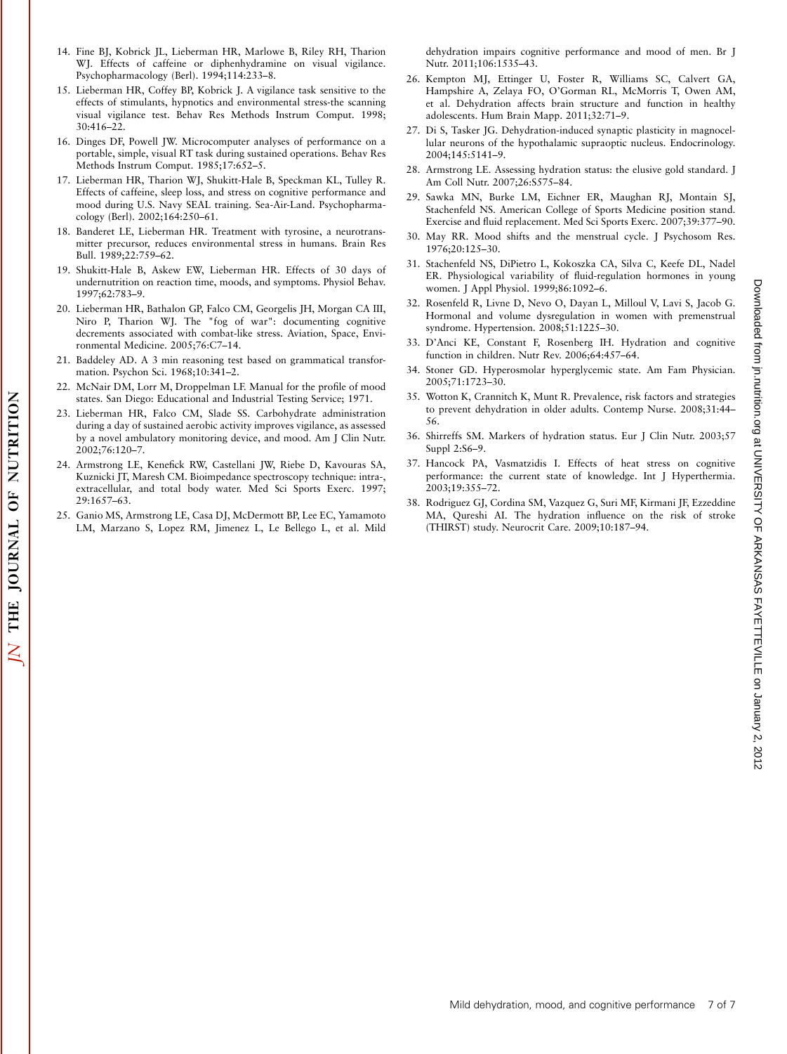14. Fine BJ, Kobrick JL, Lieberman HR, Marlowe B, Riley RH, Tharion WJ. Effects of caffeine or diphenhydramine on visual vigilance. Psychopharmacology (Berl). 1994;114:233–8.
15. Lieberman HR, Coffey BP, Kobrick J. A vigilance task sensitive to the effects of stimulants, hypnotics and environmental stress-the scanning visual vigilance test. Behav Res Methods Instrum Comput. 1998; 30:416–22.
16. Dinges DF, Powell JW. Microcomputer analyses of performance on a portable, simple, visual RT task during sustained operations. Behav Res Methods Instrum Comput. 1985;17:652–5.
17. Lieberman HR, Tharion WJ, Shukitt-Hale B, Speckman KL, Tulley R. Effects of caffeine, sleep loss, and stress on cognitive performance and mood during U.S. Navy SEAL training. Sea-Air-Land. Psychopharmacology (Berl). 2002;164:250–61.
18. Banderet LE, Lieberman HR. Treatment with tyrosine, a neurotransmitter precursor, reduces environmental stress in humans. Brain Res Bull. 1989;22:759–62.
19. Shukitt-Hale B, Askew EW, Lieberman HR. Effects of 30 days of undernutrition on reaction time, moods, and symptoms. Physiol Behav. 1997;62:783–9.
20. Lieberman HR, Bathalon GP, Falco CM, Georgelis JH, Morgan CA III, Niro P, Tharion WJ. The "fog of war": documenting cognitive decrements associated with combat-like stress. Aviation, Space, Environmental Medicine. 2005;76:C7–14.
21. Baddeley AD. A 3 min reasoning test based on grammatical transformation. Psychon Sci. 1968;10:341–2.
22. McNair DM, Lorr M, Droppelman LF. Manual for the profile of mood states. San Diego: Educational and Industrial Testing Service; 1971.
23. Lieberman HR, Falco CM, Slade SS. Carbohydrate administration during a day of sustained aerobic activity improves vigilance, as assessed by a novel ambulatory monitoring device, and mood. Am J Clin Nutr. 2002;76:120–7.
24. Armstrong LE, Kenefick RW, Castellani JW, Riebe D, Kavouras SA, Kuznicki JT, Maresh CM. Bioimpedance spectroscopy technique: intra-, extracellular, and total body water. Med Sci Sports Exerc. 1997; 29:1657–63.
25. Ganio MS, Armstrong LE, Casa DJ, McDermott BP, Lee EC, Yamamoto LM, Marzano S, Lopez RM, Jimenez L, Le Bellego L, et al. Mild dehydration impairs cognitive performance and mood of men. Br J Nutr. 2011;106:1535–43.
26. Kempton MJ, Ettinger U, Foster R, Williams SC, Calvert GA, Hampshire A, Zelaya FO, O'Gorman RL, McMorris T, Owen AM, et al. Dehydration affects brain structure and function in healthy adolescents. Hum Brain Mapp. 2011;32:71–9.
27. Di S, Tasker JG. Dehydration-induced synaptic plasticity in magnocellular neurons of the hypothalamic supraoptic nucleus. Endocrinology. 2004;145:5141–9.
28. Armstrong LE. Assessing hydration status: the elusive gold standard. J Am Coll Nutr. 2007;26:S575–84.
29. Sawka MN, Burke LM, Eichner ER, Maughan RJ, Montain SJ, Stachenfeld NS. American College of Sports Medicine position stand. Exercise and fluid replacement. Med Sci Sports Exerc. 2007;39:377–90.
30. May RR. Mood shifts and the menstrual cycle. J Psychosom Res. 1976;20:125–30.
31. Stachenfeld NS, DiPietro L, Kokoszka CA, Silva C, Keefe DL, Nadel ER. Physiological variability of fluid-regulation hormones in young women. J Appl Physiol. 1999;86:1092–6.
32. Rosenfeld R, Livne D, Nevo O, Dayan L, Milloul V, Lavi S, Jacob G. Hormonal and volume dysregulation in women with premenstrual syndrome. Hypertension. 2008;51:1225–30.
33. D'Anci KE, Constant F, Rosenberg IH. Hydration and cognitive function in children. Nutr Rev. 2006;64:457–64.
34. Stoner GD. Hyperosmolar hyperglycemic state. Am Fam Physician. 2005;71:1723–30.
35. Wotton K, Crannitch K, Munt R. Prevalence, risk factors and strategies to prevent dehydration in older adults. Contemp Nurse. 2008;31:44–56.
36. Shirreffs SM. Markers of hydration status. Eur J Clin Nutr. 2003;57 Suppl 2:S6–9.
37. Hancock PA, Vasmatzidis I. Effects of heat stress on cognitive performance: the current state of knowledge. Int J Hyperthermia. 2003;19:355–72.
38. Rodriguez GJ, Cordina SM, Vazquez G, Suri MF, Kirmani JF, Ezzeddine MA, Qureshi AI. The hydration influence on the risk of stroke (THIRST) study. Neurocrit Care. 2009;10:187–94.